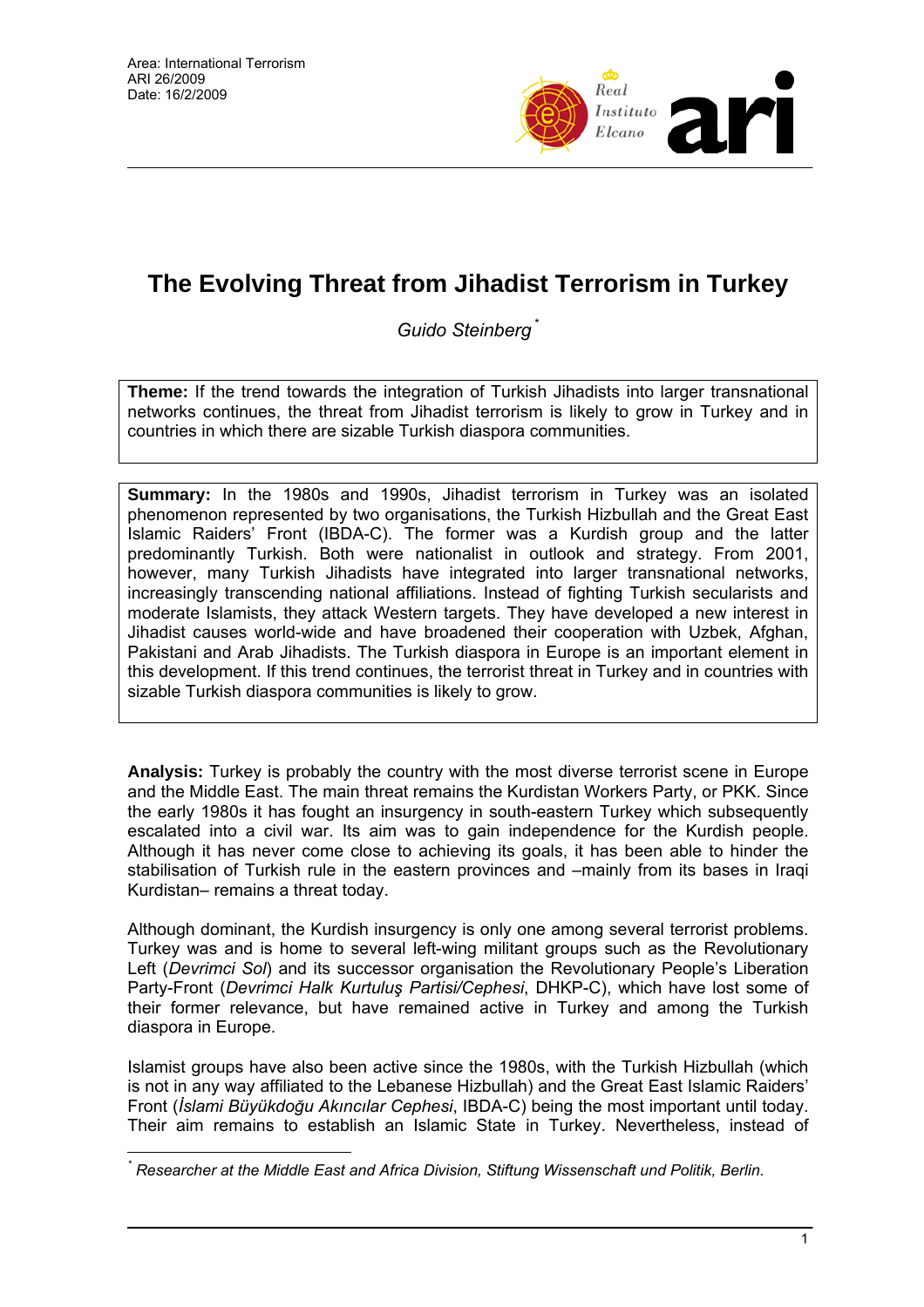Area: International Terrorism
ARI 26/2009
Date: 16/2/2009

# The Evolving Threat from Jihadist Terrorism in Turkey

*Guido Steinberg* [*]

**Theme:** If the trend towards the integration of Turkish Jihadists into larger transnational networks continues, the threat from Jihadist terrorism is likely to grow in Turkey and in countries in which there are sizable Turkish diaspora communities.

**Summary:** In the 1980s and 1990s, Jihadist terrorism in Turkey was an isolated phenomenon represented by two organisations, the Turkish Hizbullah and the Great East Islamic Raiders' Front (IBDA-C). The former was a Kurdish group and the latter predominantly Turkish. Both were nationalist in outlook and strategy. From 2001, however, many Turkish Jihadists have integrated into larger transnational networks, increasingly transcending national affiliations. Instead of fighting Turkish secularists and moderate Islamists, they attack Western targets. They have developed a new interest in Jihadist causes world-wide and have broadened their cooperation with Uzbek, Afghan, Pakistani and Arab Jihadists. The Turkish diaspora in Europe is an important element in this development. If this trend continues, the terrorist threat in Turkey and in countries with sizable Turkish diaspora communities is likely to grow.

**Analysis:** Turkey is probably the country with the most diverse terrorist scene in Europe and the Middle East. The main threat remains the Kurdistan Workers Party, or PKK. Since the early 1980s it has fought an insurgency in south-eastern Turkey which subsequently escalated into a civil war. Its aim was to gain independence for the Kurdish people. Although it has never come close to achieving its goals, it has been able to hinder the stabilisation of Turkish rule in the eastern provinces and –mainly from its bases in Iraqi Kurdistan– remains a threat today.

Although dominant, the Kurdish insurgency is only one among several terrorist problems. Turkey was and is home to several left-wing militant groups such as the Revolutionary Left (*Devrimci Sol*) and its successor organisation the Revolutionary People's Liberation Party-Front (*Devrimci Halk Kurtuluş Partisi/Cephesi*, DHKP-C), which have lost some of their former relevance, but have remained active in Turkey and among the Turkish diaspora in Europe.

Islamist groups have also been active since the 1980s, with the Turkish Hizbullah (which is not in any way affiliated to the Lebanese Hizbullah) and the Great East Islamic Raiders' Front (*İslami Büyükdoğu Akıncılar Cephesi*, IBDA-C) being the most important until today. Their aim remains to establish an Islamic State in Turkey. Nevertheless, instead of

[*] *Researcher at the Middle East and Africa Division, Stiftung Wissenschaft und Politik, Berlin.*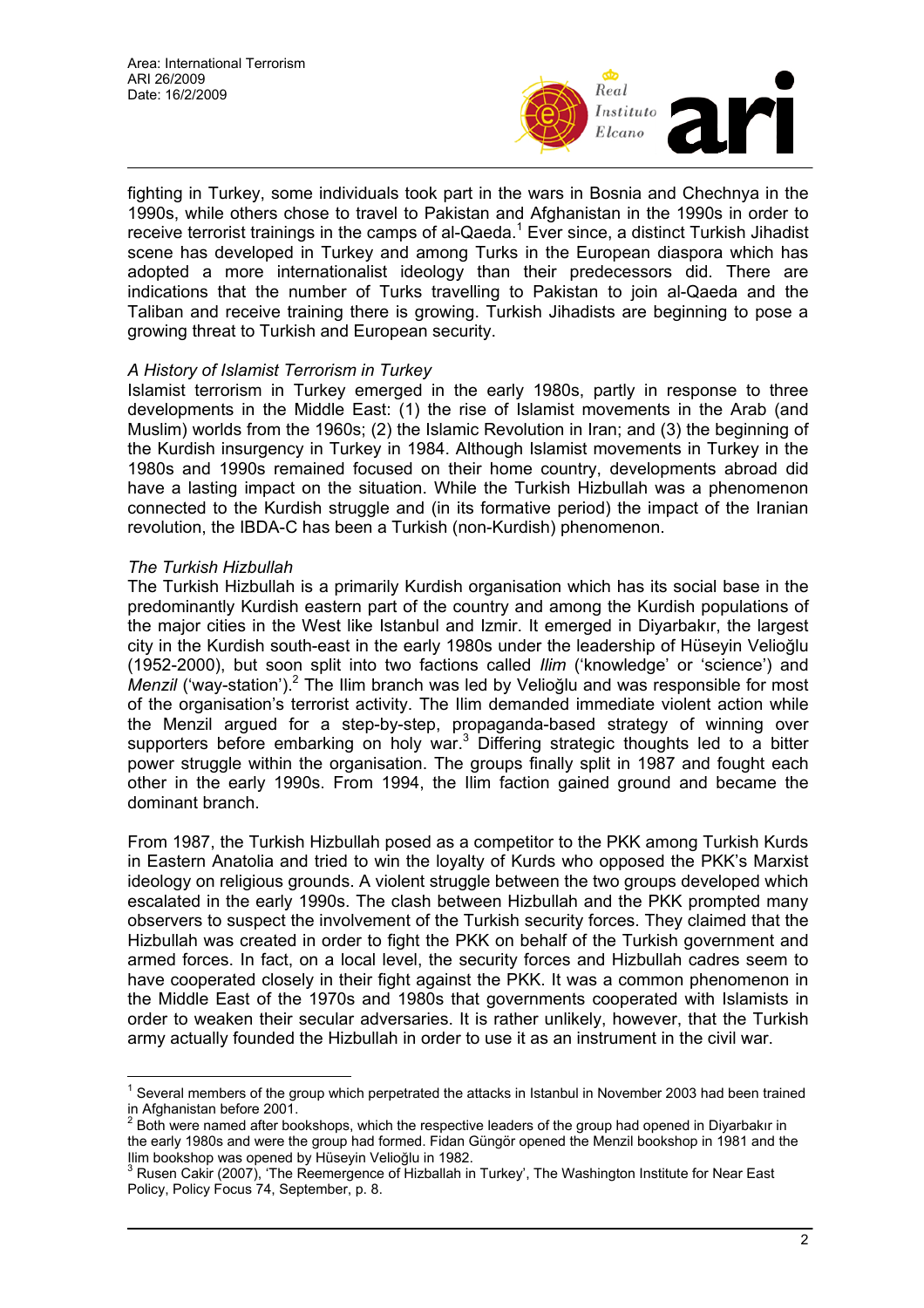fighting in Turkey, some individuals took part in the wars in Bosnia and Chechnya in the 1990s, while others chose to travel to Pakistan and Afghanistan in the 1990s in order to receive terrorist trainings in the camps of al-Qaeda.[1] Ever since, a distinct Turkish Jihadist scene has developed in Turkey and among Turks in the European diaspora which has adopted a more internationalist ideology than their predecessors did. There are indications that the number of Turks travelling to Pakistan to join al-Qaeda and the Taliban and receive training there is growing. Turkish Jihadists are beginning to pose a growing threat to Turkish and European security.

*A History of Islamist Terrorism in Turkey*

Islamist terrorism in Turkey emerged in the early 1980s, partly in response to three developments in the Middle East: (1) the rise of Islamist movements in the Arab (and Muslim) worlds from the 1960s; (2) the Islamic Revolution in Iran; and (3) the beginning of the Kurdish insurgency in Turkey in 1984. Although Islamist movements in Turkey in the 1980s and 1990s remained focused on their home country, developments abroad did have a lasting impact on the situation. While the Turkish Hizbullah was a phenomenon connected to the Kurdish struggle and (in its formative period) the impact of the Iranian revolution, the IBDA-C has been a Turkish (non-Kurdish) phenomenon.

*The Turkish Hizbullah*

The Turkish Hizbullah is a primarily Kurdish organisation which has its social base in the predominantly Kurdish eastern part of the country and among the Kurdish populations of the major cities in the West like Istanbul and Izmir. It emerged in Diyarbakır, the largest city in the Kurdish south-east in the early 1980s under the leadership of Hüseyin Velioğlu (1952-2000), but soon split into two factions called *Ilim* ('knowledge' or 'science') and *Menzil* ('way-station').[2] The Ilim branch was led by Velioğlu and was responsible for most of the organisation's terrorist activity. The Ilim demanded immediate violent action while the Menzil argued for a step-by-step, propaganda-based strategy of winning over supporters before embarking on holy war.[3] Differing strategic thoughts led to a bitter power struggle within the organisation. The groups finally split in 1987 and fought each other in the early 1990s. From 1994, the Ilim faction gained ground and became the dominant branch.

From 1987, the Turkish Hizbullah posed as a competitor to the PKK among Turkish Kurds in Eastern Anatolia and tried to win the loyalty of Kurds who opposed the PKK's Marxist ideology on religious grounds. A violent struggle between the two groups developed which escalated in the early 1990s. The clash between Hizbullah and the PKK prompted many observers to suspect the involvement of the Turkish security forces. They claimed that the Hizbullah was created in order to fight the PKK on behalf of the Turkish government and armed forces. In fact, on a local level, the security forces and Hizbullah cadres seem to have cooperated closely in their fight against the PKK. It was a common phenomenon in the Middle East of the 1970s and 1980s that governments cooperated with Islamists in order to weaken their secular adversaries. It is rather unlikely, however, that the Turkish army actually founded the Hizbullah in order to use it as an instrument in the civil war.

---

[1] Several members of the group which perpetrated the attacks in Istanbul in November 2003 had been trained in Afghanistan before 2001.

[2] Both were named after bookshops, which the respective leaders of the group had opened in Diyarbakır in the early 1980s and were the group had formed. Fidan Güngör opened the Menzil bookshop in 1981 and the Ilim bookshop was opened by Hüseyin Velioğlu in 1982.

[3] Rusen Cakir (2007), 'The Reemergence of Hizballah in Turkey', The Washington Institute for Near East Policy, Policy Focus 74, September, p. 8.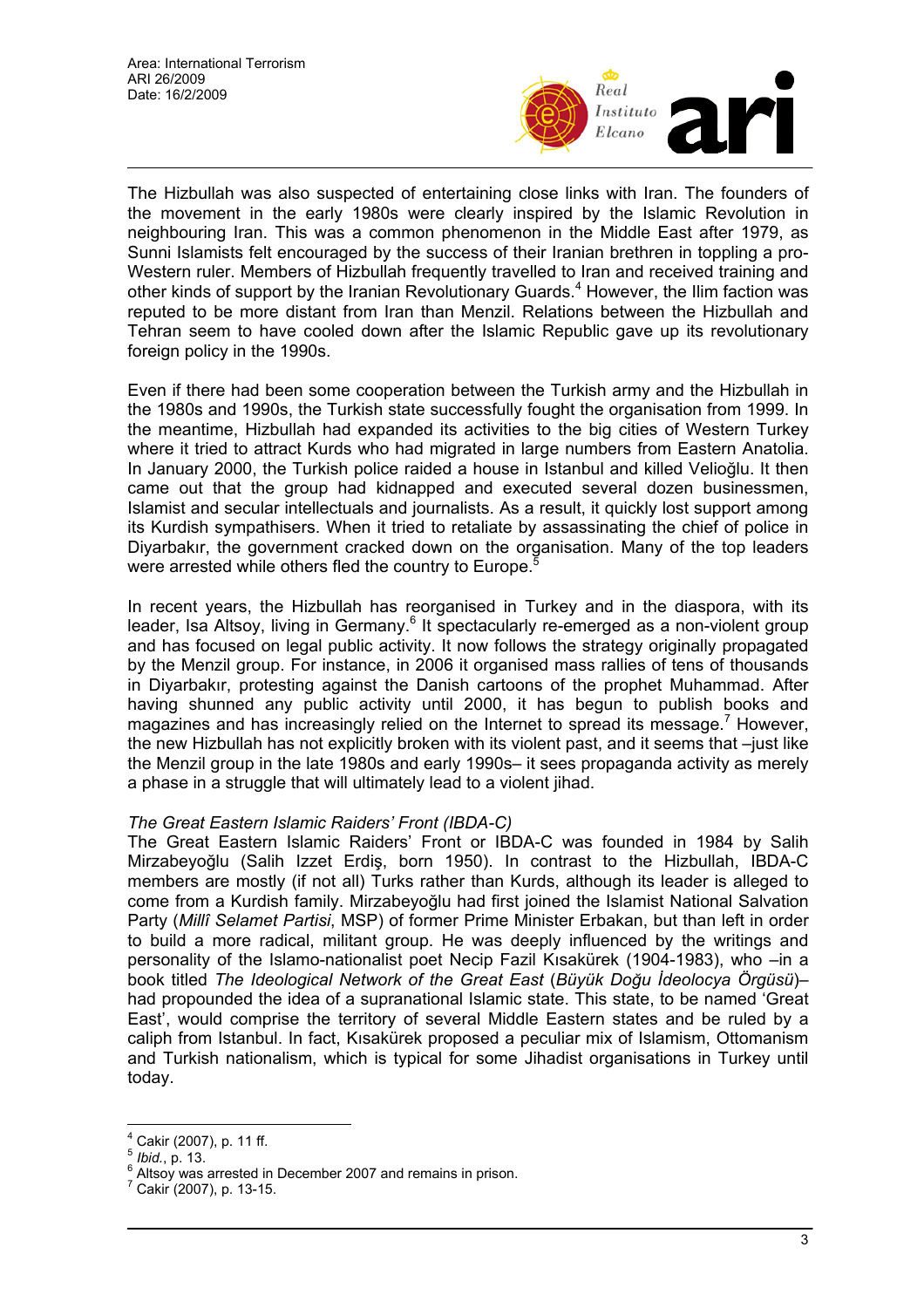The Hizbullah was also suspected of entertaining close links with Iran. The founders of the movement in the early 1980s were clearly inspired by the Islamic Revolution in neighbouring Iran. This was a common phenomenon in the Middle East after 1979, as Sunni Islamists felt encouraged by the success of their Iranian brethren in toppling a pro-Western ruler. Members of Hizbullah frequently travelled to Iran and received training and other kinds of support by the Iranian Revolutionary Guards.[4] However, the Ilim faction was reputed to be more distant from Iran than Menzil. Relations between the Hizbullah and Tehran seem to have cooled down after the Islamic Republic gave up its revolutionary foreign policy in the 1990s.

Even if there had been some cooperation between the Turkish army and the Hizbullah in the 1980s and 1990s, the Turkish state successfully fought the organisation from 1999. In the meantime, Hizbullah had expanded its activities to the big cities of Western Turkey where it tried to attract Kurds who had migrated in large numbers from Eastern Anatolia. In January 2000, the Turkish police raided a house in Istanbul and killed Velioğlu. It then came out that the group had kidnapped and executed several dozen businessmen, Islamist and secular intellectuals and journalists. As a result, it quickly lost support among its Kurdish sympathisers. When it tried to retaliate by assassinating the chief of police in Diyarbakır, the government cracked down on the organisation. Many of the top leaders were arrested while others fled the country to Europe.[5]

In recent years, the Hizbullah has reorganised in Turkey and in the diaspora, with its leader, Isa Altsoy, living in Germany.[6] It spectacularly re-emerged as a non-violent group and has focused on legal public activity. It now follows the strategy originally propagated by the Menzil group. For instance, in 2006 it organised mass rallies of tens of thousands in Diyarbakır, protesting against the Danish cartoons of the prophet Muhammad. After having shunned any public activity until 2000, it has begun to publish books and magazines and has increasingly relied on the Internet to spread its message.[7] However, the new Hizbullah has not explicitly broken with its violent past, and it seems that –just like the Menzil group in the late 1980s and early 1990s– it sees propaganda activity as merely a phase in a struggle that will ultimately lead to a violent jihad.

*The Great Eastern Islamic Raiders' Front (IBDA-C)*

The Great Eastern Islamic Raiders' Front or IBDA-C was founded in 1984 by Salih Mirzabeyoğlu (Salih Izzet Erdiş, born 1950). In contrast to the Hizbullah, IBDA-C members are mostly (if not all) Turks rather than Kurds, although its leader is alleged to come from a Kurdish family. Mirzabeyoğlu had first joined the Islamist National Salvation Party (*Millî Selamet Partisi*, MSP) of former Prime Minister Erbakan, but than left in order to build a more radical, militant group. He was deeply influenced by the writings and personality of the Islamo-nationalist poet Necip Fazil Kısakürek (1904-1983), who –in a book titled *The Ideological Network of the Great East* (*Büyük Doğu İdeolocya Örgüsü*)– had propounded the idea of a supranational Islamic state. This state, to be named 'Great East', would comprise the territory of several Middle Eastern states and be ruled by a caliph from Istanbul. In fact, Kısakürek proposed a peculiar mix of Islamism, Ottomanism and Turkish nationalism, which is typical for some Jihadist organisations in Turkey until today.

---

[4] Cakir (2007), p. 11 ff.

[5] *Ibid.*, p. 13.

[6] Altsoy was arrested in December 2007 and remains in prison.

[7] Cakir (2007), p. 13-15.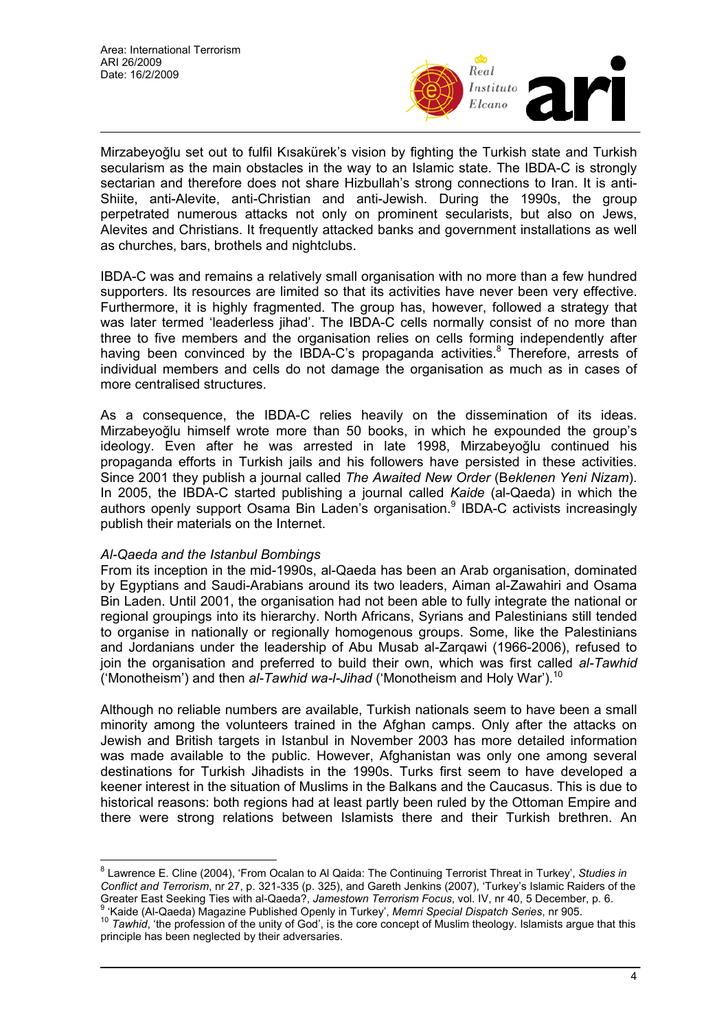Mirzabeyoğlu set out to fulfil Kısakürek's vision by fighting the Turkish state and Turkish secularism as the main obstacles in the way to an Islamic state. The IBDA-C is strongly sectarian and therefore does not share Hizbullah's strong connections to Iran. It is anti-Shiite, anti-Alevite, anti-Christian and anti-Jewish. During the 1990s, the group perpetrated numerous attacks not only on prominent secularists, but also on Jews, Alevites and Christians. It frequently attacked banks and government installations as well as churches, bars, brothels and nightclubs.

IBDA-C was and remains a relatively small organisation with no more than a few hundred supporters. Its resources are limited so that its activities have never been very effective. Furthermore, it is highly fragmented. The group has, however, followed a strategy that was later termed 'leaderless jihad'. The IBDA-C cells normally consist of no more than three to five members and the organisation relies on cells forming independently after having been convinced by the IBDA-C's propaganda activities.[8] Therefore, arrests of individual members and cells do not damage the organisation as much as in cases of more centralised structures.

As a consequence, the IBDA-C relies heavily on the dissemination of its ideas. Mirzabeyoğlu himself wrote more than 50 books, in which he expounded the group's ideology. Even after he was arrested in late 1998, Mirzabeyoğlu continued his propaganda efforts in Turkish jails and his followers have persisted in these activities. Since 2001 they publish a journal called *The Awaited New Order* (B*eklenen Yeni Nizam*). In 2005, the IBDA-C started publishing a journal called *Kaide* (al-Qaeda) in which the authors openly support Osama Bin Laden's organisation.[9] IBDA-C activists increasingly publish their materials on the Internet.

*Al-Qaeda and the Istanbul Bombings*

From its inception in the mid-1990s, al-Qaeda has been an Arab organisation, dominated by Egyptians and Saudi-Arabians around its two leaders, Aiman al-Zawahiri and Osama Bin Laden. Until 2001, the organisation had not been able to fully integrate the national or regional groupings into its hierarchy. North Africans, Syrians and Palestinians still tended to organise in nationally or regionally homogenous groups. Some, like the Palestinians and Jordanians under the leadership of Abu Musab al-Zarqawi (1966-2006), refused to join the organisation and preferred to build their own, which was first called *al-Tawhid* ('Monotheism') and then *al-Tawhid wa-l-Jihad* ('Monotheism and Holy War').[10]

Although no reliable numbers are available, Turkish nationals seem to have been a small minority among the volunteers trained in the Afghan camps. Only after the attacks on Jewish and British targets in Istanbul in November 2003 has more detailed information was made available to the public. However, Afghanistan was only one among several destinations for Turkish Jihadists in the 1990s. Turks first seem to have developed a keener interest in the situation of Muslims in the Balkans and the Caucasus. This is due to historical reasons: both regions had at least partly been ruled by the Ottoman Empire and there were strong relations between Islamists there and their Turkish brethren. An

---

[8] Lawrence E. Cline (2004), 'From Ocalan to Al Qaida: The Continuing Terrorist Threat in Turkey', *Studies in Conflict and Terrorism*, nr 27, p. 321-335 (p. 325), and Gareth Jenkins (2007), 'Turkey's Islamic Raiders of the Greater East Seeking Ties with al-Qaeda?, *Jamestown Terrorism Focus*, vol. IV, nr 40, 5 December, p. 6.

[9] 'Kaide (Al-Qaeda) Magazine Published Openly in Turkey', *Memri Special Dispatch Series*, nr 905.

[10] *Tawhid*, 'the profession of the unity of God', is the core concept of Muslim theology. Islamists argue that this principle has been neglected by their adversaries.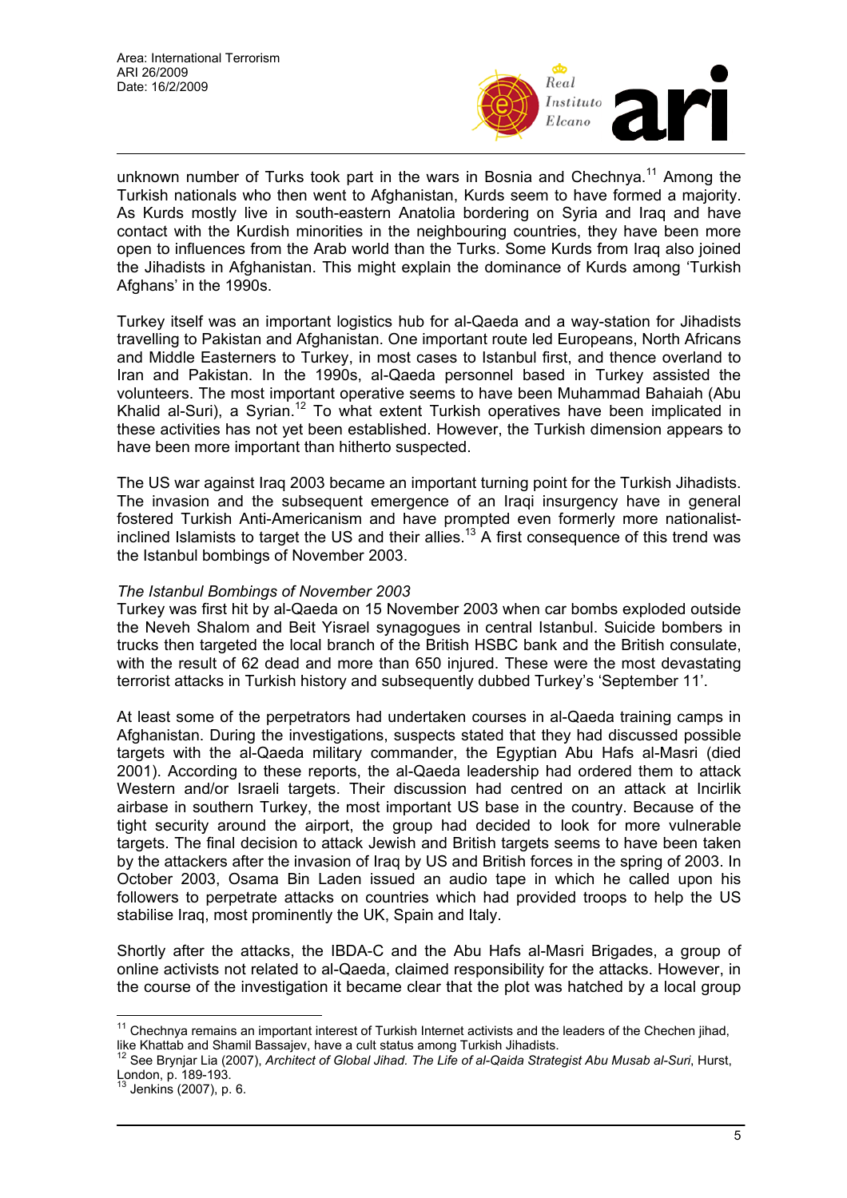unknown number of Turks took part in the wars in Bosnia and Chechnya.[11] Among the Turkish nationals who then went to Afghanistan, Kurds seem to have formed a majority. As Kurds mostly live in south-eastern Anatolia bordering on Syria and Iraq and have contact with the Kurdish minorities in the neighbouring countries, they have been more open to influences from the Arab world than the Turks. Some Kurds from Iraq also joined the Jihadists in Afghanistan. This might explain the dominance of Kurds among 'Turkish Afghans' in the 1990s.

Turkey itself was an important logistics hub for al-Qaeda and a way-station for Jihadists travelling to Pakistan and Afghanistan. One important route led Europeans, North Africans and Middle Easterners to Turkey, in most cases to Istanbul first, and thence overland to Iran and Pakistan. In the 1990s, al-Qaeda personnel based in Turkey assisted the volunteers. The most important operative seems to have been Muhammad Bahaiah (Abu Khalid al-Suri), a Syrian.[12] To what extent Turkish operatives have been implicated in these activities has not yet been established. However, the Turkish dimension appears to have been more important than hitherto suspected.

The US war against Iraq 2003 became an important turning point for the Turkish Jihadists. The invasion and the subsequent emergence of an Iraqi insurgency have in general fostered Turkish Anti-Americanism and have prompted even formerly more nationalist-inclined Islamists to target the US and their allies.[13] A first consequence of this trend was the Istanbul bombings of November 2003.

*The Istanbul Bombings of November 2003*

Turkey was first hit by al-Qaeda on 15 November 2003 when car bombs exploded outside the Neveh Shalom and Beit Yisrael synagogues in central Istanbul. Suicide bombers in trucks then targeted the local branch of the British HSBC bank and the British consulate, with the result of 62 dead and more than 650 injured. These were the most devastating terrorist attacks in Turkish history and subsequently dubbed Turkey's 'September 11'.

At least some of the perpetrators had undertaken courses in al-Qaeda training camps in Afghanistan. During the investigations, suspects stated that they had discussed possible targets with the al-Qaeda military commander, the Egyptian Abu Hafs al-Masri (died 2001). According to these reports, the al-Qaeda leadership had ordered them to attack Western and/or Israeli targets. Their discussion had centred on an attack at Incirlik airbase in southern Turkey, the most important US base in the country. Because of the tight security around the airport, the group had decided to look for more vulnerable targets. The final decision to attack Jewish and British targets seems to have been taken by the attackers after the invasion of Iraq by US and British forces in the spring of 2003. In October 2003, Osama Bin Laden issued an audio tape in which he called upon his followers to perpetrate attacks on countries which had provided troops to help the US stabilise Iraq, most prominently the UK, Spain and Italy.

Shortly after the attacks, the IBDA-C and the Abu Hafs al-Masri Brigades, a group of online activists not related to al-Qaeda, claimed responsibility for the attacks. However, in the course of the investigation it became clear that the plot was hatched by a local group

---

[11] Chechnya remains an important interest of Turkish Internet activists and the leaders of the Chechen jihad, like Khattab and Shamil Bassajev, have a cult status among Turkish Jihadists.

[12] See Brynjar Lia (2007), *Architect of Global Jihad. The Life of al-Qaida Strategist Abu Musab al-Suri*, Hurst, London, p. 189-193.

[13] Jenkins (2007), p. 6.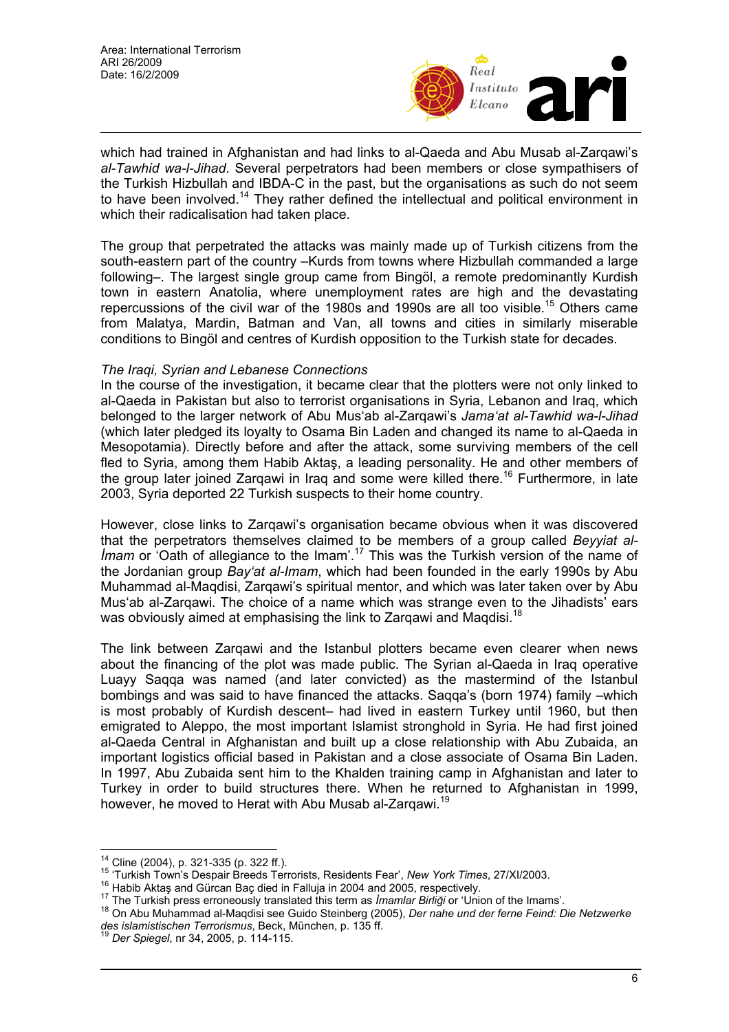which had trained in Afghanistan and had links to al-Qaeda and Abu Musab al-Zarqawi's *al-Tawhid wa-l-Jihad*. Several perpetrators had been members or close sympathisers of the Turkish Hizbullah and IBDA-C in the past, but the organisations as such do not seem to have been involved.[14] They rather defined the intellectual and political environment in which their radicalisation had taken place.

The group that perpetrated the attacks was mainly made up of Turkish citizens from the south-eastern part of the country –Kurds from towns where Hizbullah commanded a large following–. The largest single group came from Bingöl, a remote predominantly Kurdish town in eastern Anatolia, where unemployment rates are high and the devastating repercussions of the civil war of the 1980s and 1990s are all too visible.[15] Others came from Malatya, Mardin, Batman and Van, all towns and cities in similarly miserable conditions to Bingöl and centres of Kurdish opposition to the Turkish state for decades.

*The Iraqi, Syrian and Lebanese Connections*

In the course of the investigation, it became clear that the plotters were not only linked to al-Qaeda in Pakistan but also to terrorist organisations in Syria, Lebanon and Iraq, which belonged to the larger network of Abu Mus'ab al-Zarqawi's *Jama'at al-Tawhid wa-l-Jihad* (which later pledged its loyalty to Osama Bin Laden and changed its name to al-Qaeda in Mesopotamia). Directly before and after the attack, some surviving members of the cell fled to Syria, among them Habib Aktaş, a leading personality. He and other members of the group later joined Zarqawi in Iraq and some were killed there.[16] Furthermore, in late 2003, Syria deported 22 Turkish suspects to their home country.

However, close links to Zarqawi's organisation became obvious when it was discovered that the perpetrators themselves claimed to be members of a group called *Beyyiat al-İmam* or 'Oath of allegiance to the Imam'.[17] This was the Turkish version of the name of the Jordanian group *Bay'at al-Imam*, which had been founded in the early 1990s by Abu Muhammad al-Maqdisi, Zarqawi's spiritual mentor, and which was later taken over by Abu Mus'ab al-Zarqawi. The choice of a name which was strange even to the Jihadists' ears was obviously aimed at emphasising the link to Zarqawi and Maqdisi.[18]

The link between Zarqawi and the Istanbul plotters became even clearer when news about the financing of the plot was made public. The Syrian al-Qaeda in Iraq operative Luayy Saqqa was named (and later convicted) as the mastermind of the Istanbul bombings and was said to have financed the attacks. Saqqa's (born 1974) family –which is most probably of Kurdish descent– had lived in eastern Turkey until 1960, but then emigrated to Aleppo, the most important Islamist stronghold in Syria. He had first joined al-Qaeda Central in Afghanistan and built up a close relationship with Abu Zubaida, an important logistics official based in Pakistan and a close associate of Osama Bin Laden. In 1997, Abu Zubaida sent him to the Khalden training camp in Afghanistan and later to Turkey in order to build structures there. When he returned to Afghanistan in 1999, however, he moved to Herat with Abu Musab al-Zarqawi.[19]

---

[14] Cline (2004), p. 321-335 (p. 322 ff.).

[15] 'Turkish Town's Despair Breeds Terrorists, Residents Fear', *New York Times*, 27/XI/2003.

[16] Habib Aktaş and Gürcan Baç died in Falluja in 2004 and 2005, respectively.

[17] The Turkish press erroneously translated this term as *İmamlar Birliği* or 'Union of the Imams'.

[18] On Abu Muhammad al-Maqdisi see Guido Steinberg (2005), *Der nahe und der ferne Feind: Die Netzwerke des islamistischen Terrorismus*, Beck, München, p. 135 ff.

[19] *Der Spiegel*, nr 34, 2005, p. 114-115.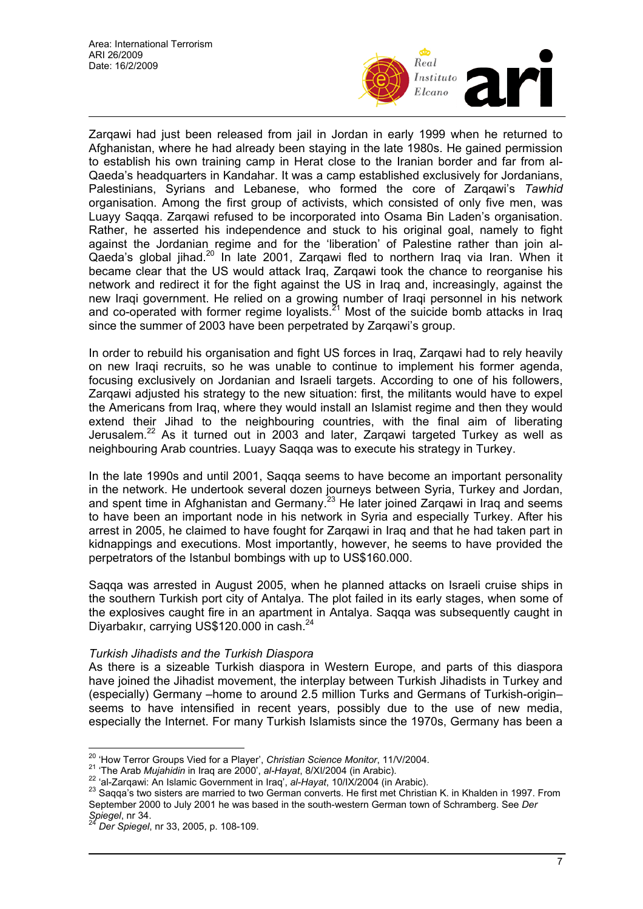Zarqawi had just been released from jail in Jordan in early 1999 when he returned to Afghanistan, where he had already been staying in the late 1980s. He gained permission to establish his own training camp in Herat close to the Iranian border and far from al-Qaeda's headquarters in Kandahar. It was a camp established exclusively for Jordanians, Palestinians, Syrians and Lebanese, who formed the core of Zarqawi's *Tawhid* organisation. Among the first group of activists, which consisted of only five men, was Luayy Saqqa. Zarqawi refused to be incorporated into Osama Bin Laden's organisation. Rather, he asserted his independence and stuck to his original goal, namely to fight against the Jordanian regime and for the 'liberation' of Palestine rather than join al-Qaeda's global jihad.[20] In late 2001, Zarqawi fled to northern Iraq via Iran. When it became clear that the US would attack Iraq, Zarqawi took the chance to reorganise his network and redirect it for the fight against the US in Iraq and, increasingly, against the new Iraqi government. He relied on a growing number of Iraqi personnel in his network and co-operated with former regime loyalists.[21] Most of the suicide bomb attacks in Iraq since the summer of 2003 have been perpetrated by Zarqawi's group.

In order to rebuild his organisation and fight US forces in Iraq, Zarqawi had to rely heavily on new Iraqi recruits, so he was unable to continue to implement his former agenda, focusing exclusively on Jordanian and Israeli targets. According to one of his followers, Zarqawi adjusted his strategy to the new situation: first, the militants would have to expel the Americans from Iraq, where they would install an Islamist regime and then they would extend their Jihad to the neighbouring countries, with the final aim of liberating Jerusalem.[22] As it turned out in 2003 and later, Zarqawi targeted Turkey as well as neighbouring Arab countries. Luayy Saqqa was to execute his strategy in Turkey.

In the late 1990s and until 2001, Saqqa seems to have become an important personality in the network. He undertook several dozen journeys between Syria, Turkey and Jordan, and spent time in Afghanistan and Germany.[23] He later joined Zarqawi in Iraq and seems to have been an important node in his network in Syria and especially Turkey. After his arrest in 2005, he claimed to have fought for Zarqawi in Iraq and that he had taken part in kidnappings and executions. Most importantly, however, he seems to have provided the perpetrators of the Istanbul bombings with up to US$160.000.

Saqqa was arrested in August 2005, when he planned attacks on Israeli cruise ships in the southern Turkish port city of Antalya. The plot failed in its early stages, when some of the explosives caught fire in an apartment in Antalya. Saqqa was subsequently caught in Diyarbakır, carrying US$120.000 in cash.[24]

### *Turkish Jihadists and the Turkish Diaspora*

As there is a sizeable Turkish diaspora in Western Europe, and parts of this diaspora have joined the Jihadist movement, the interplay between Turkish Jihadists in Turkey and (especially) Germany –home to around 2.5 million Turks and Germans of Turkish-origin– seems to have intensified in recent years, possibly due to the use of new media, especially the Internet. For many Turkish Islamists since the 1970s, Germany has been a

---

[20] 'How Terror Groups Vied for a Player', *Christian Science Monitor*, 11/V/2004.

[21] 'The Arab *Mujahidin* in Iraq are 2000', *al-Hayat*, 8/XI/2004 (in Arabic).

[22] 'al-Zarqawi: An Islamic Government in Iraq', *al-Hayat*, 10/IX/2004 (in Arabic).

[23] Saqqa's two sisters are married to two German converts. He first met Christian K. in Khalden in 1997. From September 2000 to July 2001 he was based in the south-western German town of Schramberg. See *Der Spiegel*, nr 34.

[24] *Der Spiegel*, nr 33, 2005, p. 108-109.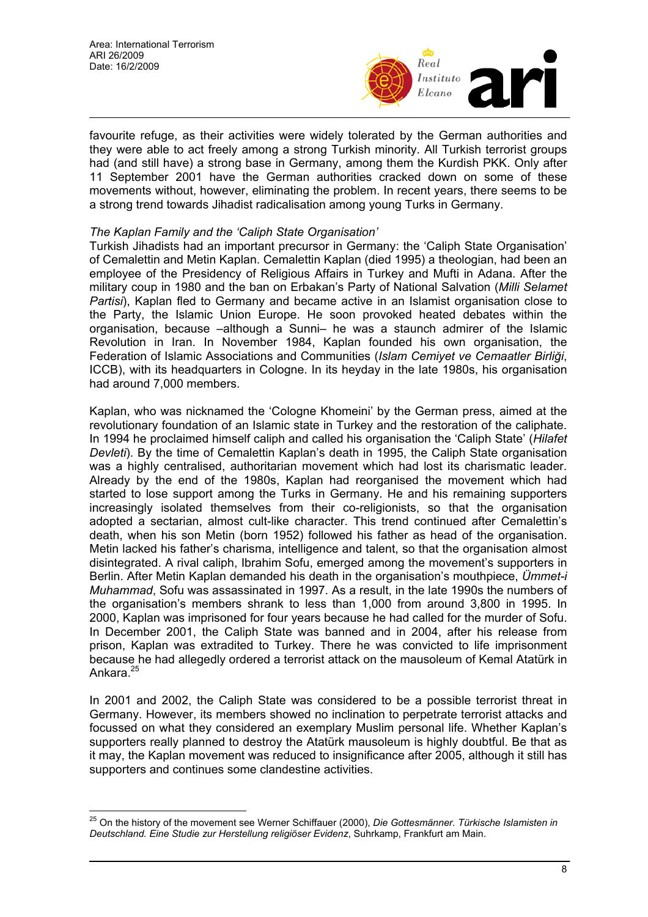favourite refuge, as their activities were widely tolerated by the German authorities and they were able to act freely among a strong Turkish minority. All Turkish terrorist groups had (and still have) a strong base in Germany, among them the Kurdish PKK. Only after 11 September 2001 have the German authorities cracked down on some of these movements without, however, eliminating the problem. In recent years, there seems to be a strong trend towards Jihadist radicalisation among young Turks in Germany.

*The Kaplan Family and the 'Caliph State Organisation'*

Turkish Jihadists had an important precursor in Germany: the 'Caliph State Organisation' of Cemalettin and Metin Kaplan. Cemalettin Kaplan (died 1995) a theologian, had been an employee of the Presidency of Religious Affairs in Turkey and Mufti in Adana. After the military coup in 1980 and the ban on Erbakan's Party of National Salvation (*Milli Selamet Partisi*), Kaplan fled to Germany and became active in an Islamist organisation close to the Party, the Islamic Union Europe. He soon provoked heated debates within the organisation, because –although a Sunni– he was a staunch admirer of the Islamic Revolution in Iran. In November 1984, Kaplan founded his own organisation, the Federation of Islamic Associations and Communities (*Islam Cemiyet ve Cemaatler Birliği*, ICCB), with its headquarters in Cologne. In its heyday in the late 1980s, his organisation had around 7,000 members.

Kaplan, who was nicknamed the 'Cologne Khomeini' by the German press, aimed at the revolutionary foundation of an Islamic state in Turkey and the restoration of the caliphate. In 1994 he proclaimed himself caliph and called his organisation the 'Caliph State' (*Hilafet Devleti*). By the time of Cemalettin Kaplan's death in 1995, the Caliph State organisation was a highly centralised, authoritarian movement which had lost its charismatic leader. Already by the end of the 1980s, Kaplan had reorganised the movement which had started to lose support among the Turks in Germany. He and his remaining supporters increasingly isolated themselves from their co-religionists, so that the organisation adopted a sectarian, almost cult-like character. This trend continued after Cemalettin's death, when his son Metin (born 1952) followed his father as head of the organisation. Metin lacked his father's charisma, intelligence and talent, so that the organisation almost disintegrated. A rival caliph, Ibrahim Sofu, emerged among the movement's supporters in Berlin. After Metin Kaplan demanded his death in the organisation's mouthpiece, *Ümmet-i Muhammad*, Sofu was assassinated in 1997. As a result, in the late 1990s the numbers of the organisation's members shrank to less than 1,000 from around 3,800 in 1995. In 2000, Kaplan was imprisoned for four years because he had called for the murder of Sofu. In December 2001, the Caliph State was banned and in 2004, after his release from prison, Kaplan was extradited to Turkey. There he was convicted to life imprisonment because he had allegedly ordered a terrorist attack on the mausoleum of Kemal Atatürk in Ankara.[25]

In 2001 and 2002, the Caliph State was considered to be a possible terrorist threat in Germany. However, its members showed no inclination to perpetrate terrorist attacks and focussed on what they considered an exemplary Muslim personal life. Whether Kaplan's supporters really planned to destroy the Atatürk mausoleum is highly doubtful. Be that as it may, the Kaplan movement was reduced to insignificance after 2005, although it still has supporters and continues some clandestine activities.

---

[25] On the history of the movement see Werner Schiffauer (2000), *Die Gottesmänner. Türkische Islamisten in Deutschland. Eine Studie zur Herstellung religiöser Evidenz*, Suhrkamp, Frankfurt am Main.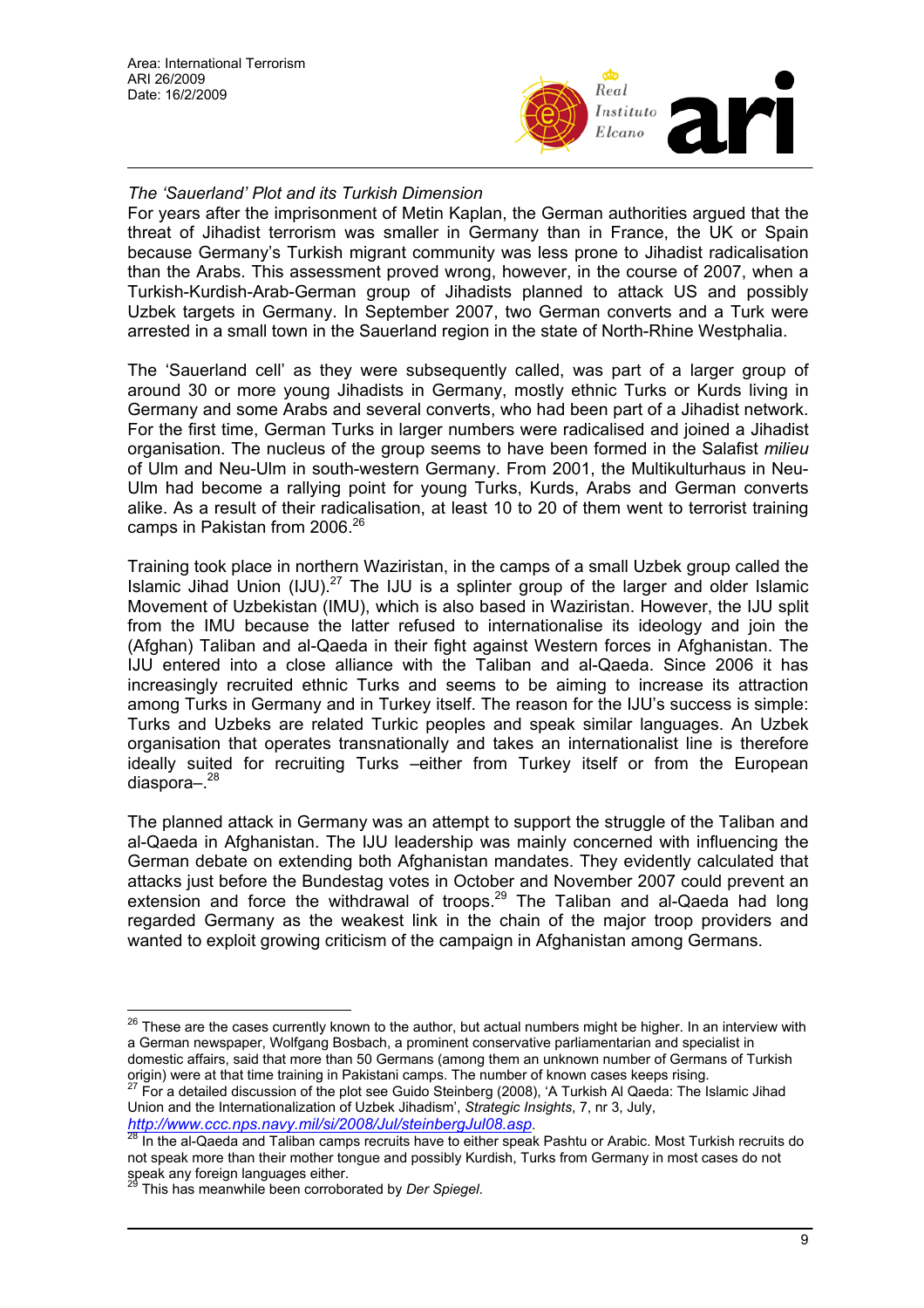*The 'Sauerland' Plot and its Turkish Dimension*

For years after the imprisonment of Metin Kaplan, the German authorities argued that the threat of Jihadist terrorism was smaller in Germany than in France, the UK or Spain because Germany's Turkish migrant community was less prone to Jihadist radicalisation than the Arabs. This assessment proved wrong, however, in the course of 2007, when a Turkish-Kurdish-Arab-German group of Jihadists planned to attack US and possibly Uzbek targets in Germany. In September 2007, two German converts and a Turk were arrested in a small town in the Sauerland region in the state of North-Rhine Westphalia.

The 'Sauerland cell' as they were subsequently called, was part of a larger group of around 30 or more young Jihadists in Germany, mostly ethnic Turks or Kurds living in Germany and some Arabs and several converts, who had been part of a Jihadist network. For the first time, German Turks in larger numbers were radicalised and joined a Jihadist organisation. The nucleus of the group seems to have been formed in the Salafist *milieu* of Ulm and Neu-Ulm in south-western Germany. From 2001, the Multikulturhaus in Neu-Ulm had become a rallying point for young Turks, Kurds, Arabs and German converts alike. As a result of their radicalisation, at least 10 to 20 of them went to terrorist training camps in Pakistan from 2006.[26]

Training took place in northern Waziristan, in the camps of a small Uzbek group called the Islamic Jihad Union (IJU).[27] The IJU is a splinter group of the larger and older Islamic Movement of Uzbekistan (IMU), which is also based in Waziristan. However, the IJU split from the IMU because the latter refused to internationalise its ideology and join the (Afghan) Taliban and al-Qaeda in their fight against Western forces in Afghanistan. The IJU entered into a close alliance with the Taliban and al-Qaeda. Since 2006 it has increasingly recruited ethnic Turks and seems to be aiming to increase its attraction among Turks in Germany and in Turkey itself. The reason for the IJU's success is simple: Turks and Uzbeks are related Turkic peoples and speak similar languages. An Uzbek organisation that operates transnationally and takes an internationalist line is therefore ideally suited for recruiting Turks –either from Turkey itself or from the European diaspora–.[28]

The planned attack in Germany was an attempt to support the struggle of the Taliban and al-Qaeda in Afghanistan. The IJU leadership was mainly concerned with influencing the German debate on extending both Afghanistan mandates. They evidently calculated that attacks just before the Bundestag votes in October and November 2007 could prevent an extension and force the withdrawal of troops.[29] The Taliban and al-Qaeda had long regarded Germany as the weakest link in the chain of the major troop providers and wanted to exploit growing criticism of the campaign in Afghanistan among Germans.

---

[26] These are the cases currently known to the author, but actual numbers might be higher. In an interview with a German newspaper, Wolfgang Bosbach, a prominent conservative parliamentarian and specialist in domestic affairs, said that more than 50 Germans (among them an unknown number of Germans of Turkish origin) were at that time training in Pakistani camps. The number of known cases keeps rising.

[27] For a detailed discussion of the plot see Guido Steinberg (2008), 'A Turkish Al Qaeda: The Islamic Jihad Union and the Internationalization of Uzbek Jihadism', *Strategic Insights*, 7, nr 3, July, *http://www.ccc.nps.navy.mil/si/2008/Jul/steinbergJul08.asp*.

[28] In the al-Qaeda and Taliban camps recruits have to either speak Pashtu or Arabic. Most Turkish recruits do not speak more than their mother tongue and possibly Kurdish, Turks from Germany in most cases do not speak any foreign languages either.

[29] This has meanwhile been corroborated by *Der Spiegel*.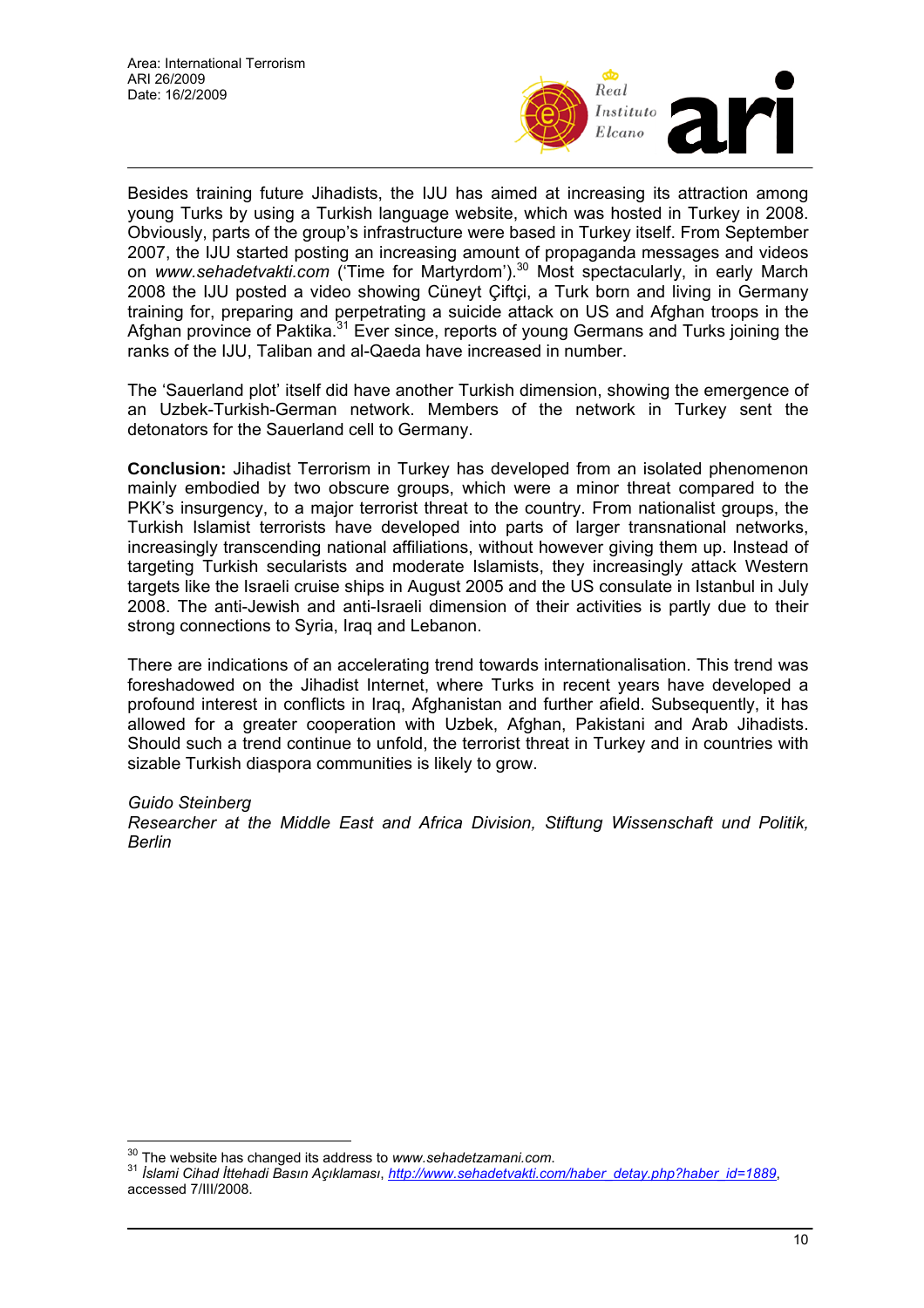Besides training future Jihadists, the IJU has aimed at increasing its attraction among young Turks by using a Turkish language website, which was hosted in Turkey in 2008. Obviously, parts of the group's infrastructure were based in Turkey itself. From September 2007, the IJU started posting an increasing amount of propaganda messages and videos on *www.sehadetvakti.com* ('Time for Martyrdom').[30] Most spectacularly, in early March 2008 the IJU posted a video showing Cüneyt Çiftçi, a Turk born and living in Germany training for, preparing and perpetrating a suicide attack on US and Afghan troops in the Afghan province of Paktika.[31] Ever since, reports of young Germans and Turks joining the ranks of the IJU, Taliban and al-Qaeda have increased in number.

The 'Sauerland plot' itself did have another Turkish dimension, showing the emergence of an Uzbek-Turkish-German network. Members of the network in Turkey sent the detonators for the Sauerland cell to Germany.

**Conclusion:** Jihadist Terrorism in Turkey has developed from an isolated phenomenon mainly embodied by two obscure groups, which were a minor threat compared to the PKK's insurgency, to a major terrorist threat to the country. From nationalist groups, the Turkish Islamist terrorists have developed into parts of larger transnational networks, increasingly transcending national affiliations, without however giving them up. Instead of targeting Turkish secularists and moderate Islamists, they increasingly attack Western targets like the Israeli cruise ships in August 2005 and the US consulate in Istanbul in July 2008. The anti-Jewish and anti-Israeli dimension of their activities is partly due to their strong connections to Syria, Iraq and Lebanon.

There are indications of an accelerating trend towards internationalisation. This trend was foreshadowed on the Jihadist Internet, where Turks in recent years have developed a profound interest in conflicts in Iraq, Afghanistan and further afield. Subsequently, it has allowed for a greater cooperation with Uzbek, Afghan, Pakistani and Arab Jihadists. Should such a trend continue to unfold, the terrorist threat in Turkey and in countries with sizable Turkish diaspora communities is likely to grow.

*Guido Steinberg*
*Researcher at the Middle East and Africa Division, Stiftung Wissenschaft und Politik, Berlin*

---

[30] The website has changed its address to *www.sehadetzamani.com*.

[31] *İslami Cihad İttehadi Basın Açıklaması*, http://www.sehadetvakti.com/haber_detay.php?haber_id=1889, accessed 7/III/2008.